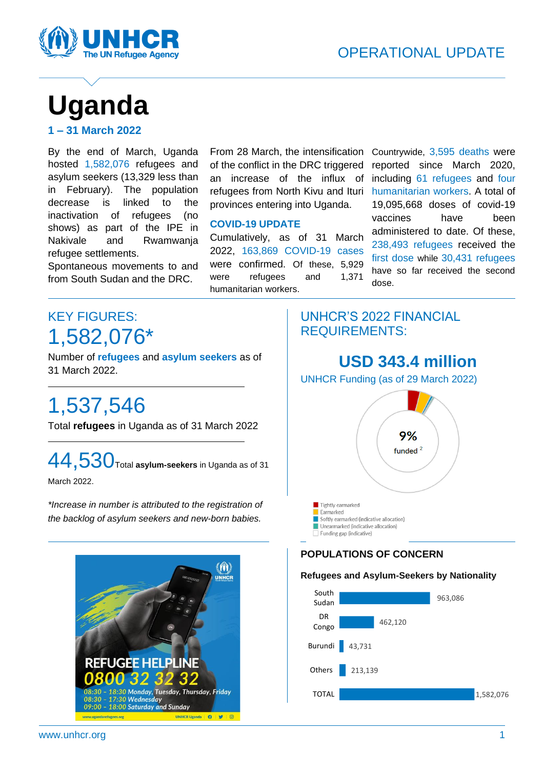OPERATIONAL UPDATE

# Uganda

**1 – 31 March 2022**

By the end of March, Uganda hosted 1,582,076 refugees and asylum seekers (13,329 less than in February). The population decrease is linked to the inactivation of refugees (no shows) as part of the IPE in Nakivale and Rwamwanja refugee settlements.

Spontaneous movements to and from South Sudan and the DRC.

From 28 March, the intensification of the conflict in the DRC triggered an increase of the influx of refugees from North Kivu and Ituri provinces entering into Uganda.

**COVID-19 UPDATE**

Cumulatively, as of 31 March 2022, 163,869 COVID-19 cases were confirmed. Of these, 5,929 were refugees and 1,371 humanitarian workers.

Countrywide, 3,595 deaths were reported since March 2020, including 61 refugees and four humanitarian workers. A total of 19,095,668 doses of covid-19 vaccines have been administered to date. Of these, 238,493 refugees received the first dose while 30,431 refugees have so far received the second dose.

## KEY FIGURES:

1,582,076*

Number of **refugees** and **asylum seekers** as of 31 March 2022.

1,537,546

Total **refugees** in Uganda as of 31 March 2022

44,530

Total **asylum-seekers** in Uganda as of 31 March 2022.

*\*Increase in number is attributed to the registration of the backlog of asylum seekers and new-born babies.*

REFUGEE HELPLINE 0800 32 32 32

08:30 - 18:30 Monday, Tuesday, Thursday, Friday
08:30 - 17:30 Wednesday
09:00 - 18:00 Saturday and Sunday

## UNHCR'S 2022 FINANCIAL REQUIREMENTS:

**USD 343.4 million**

UNHCR Funding (as of 29 March 2022)

9% funded [2]

- Tightly earmarked
- Earmarked
- Softly earmarked (indicative allocation)
- Unearmarked (indicative allocation)
- Funding gap (indicative)

## POPULATIONS OF CONCERN

**Refugees and Asylum-Seekers by Nationality**

| Nationality | Number |
|---|---|
| South Sudan | 963,086 |
| DR Congo | 462,120 |
| Burundi | 43,731 |
| Others | 213,139 |
| TOTAL | 1,582,076 |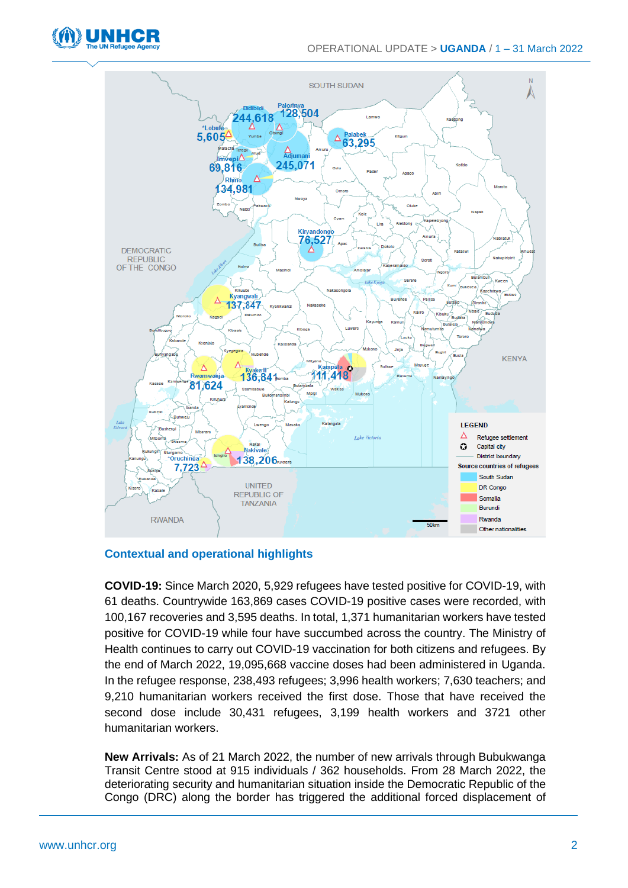## Contextual and operational highlights

**COVID-19:** Since March 2020, 5,929 refugees have tested positive for COVID-19, with 61 deaths. Countrywide 163,869 cases COVID-19 positive cases were recorded, with 100,167 recoveries and 3,595 deaths. In total, 1,371 humanitarian workers have tested positive for COVID-19 while four have succumbed across the country. The Ministry of Health continues to carry out COVID-19 vaccination for both citizens and refugees. By the end of March 2022, 19,095,668 vaccine doses had been administered in Uganda. In the refugee response, 238,493 refugees; 3,996 health workers; 7,630 teachers; and 9,210 humanitarian workers received the first dose. Those that have received the second dose include 30,431 refugees, 3,199 health workers and 3721 other humanitarian workers.

**New Arrivals:** As of 21 March 2022, the number of new arrivals through Bubukwanga Transit Centre stood at 915 individuals / 362 households. From 28 March 2022, the deteriorating security and humanitarian situation inside the Democratic Republic of the Congo (DRC) along the border has triggered the additional forced displacement of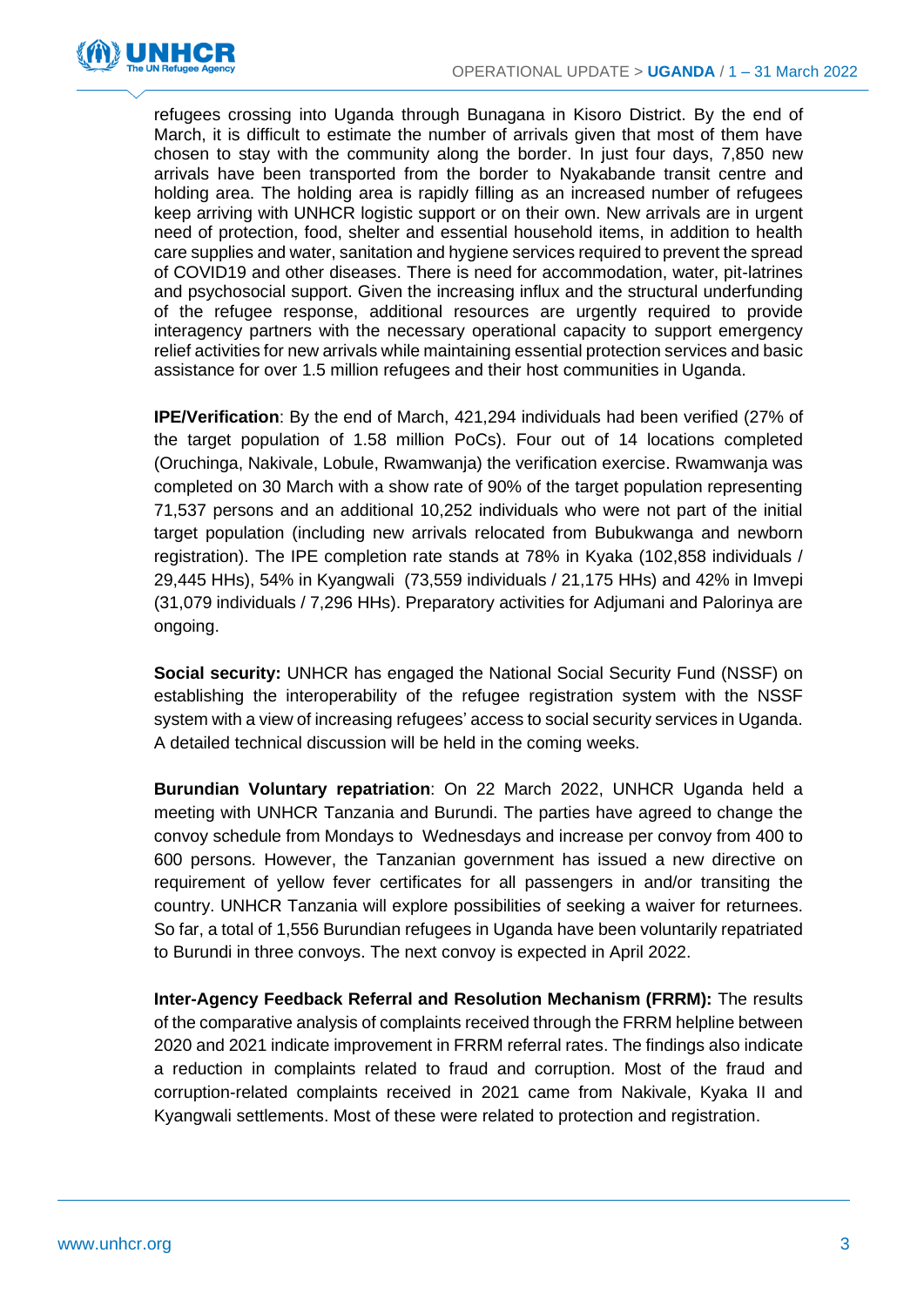refugees crossing into Uganda through Bunagana in Kisoro District. By the end of March, it is difficult to estimate the number of arrivals given that most of them have chosen to stay with the community along the border. In just four days, 7,850 new arrivals have been transported from the border to Nyakabande transit centre and holding area. The holding area is rapidly filling as an increased number of refugees keep arriving with UNHCR logistic support or on their own. New arrivals are in urgent need of protection, food, shelter and essential household items, in addition to health care supplies and water, sanitation and hygiene services required to prevent the spread of COVID19 and other diseases. There is need for accommodation, water, pit-latrines and psychosocial support. Given the increasing influx and the structural underfunding of the refugee response, additional resources are urgently required to provide interagency partners with the necessary operational capacity to support emergency relief activities for new arrivals while maintaining essential protection services and basic assistance for over 1.5 million refugees and their host communities in Uganda.

**IPE/Verification**: By the end of March, 421,294 individuals had been verified (27% of the target population of 1.58 million PoCs). Four out of 14 locations completed (Oruchinga, Nakivale, Lobule, Rwamwanja) the verification exercise. Rwamwanja was completed on 30 March with a show rate of 90% of the target population representing 71,537 persons and an additional 10,252 individuals who were not part of the initial target population (including new arrivals relocated from Bubukwanga and newborn registration). The IPE completion rate stands at 78% in Kyaka (102,858 individuals / 29,445 HHs), 54% in Kyangwali (73,559 individuals / 21,175 HHs) and 42% in Imvepi (31,079 individuals / 7,296 HHs). Preparatory activities for Adjumani and Palorinya are ongoing.

**Social security:** UNHCR has engaged the National Social Security Fund (NSSF) on establishing the interoperability of the refugee registration system with the NSSF system with a view of increasing refugees' access to social security services in Uganda. A detailed technical discussion will be held in the coming weeks.

**Burundian Voluntary repatriation**: On 22 March 2022, UNHCR Uganda held a meeting with UNHCR Tanzania and Burundi. The parties have agreed to change the convoy schedule from Mondays to Wednesdays and increase per convoy from 400 to 600 persons. However, the Tanzanian government has issued a new directive on requirement of yellow fever certificates for all passengers in and/or transiting the country. UNHCR Tanzania will explore possibilities of seeking a waiver for returnees. So far, a total of 1,556 Burundian refugees in Uganda have been voluntarily repatriated to Burundi in three convoys. The next convoy is expected in April 2022.

**Inter-Agency Feedback Referral and Resolution Mechanism (FRRM):** The results of the comparative analysis of complaints received through the FRRM helpline between 2020 and 2021 indicate improvement in FRRM referral rates. The findings also indicate a reduction in complaints related to fraud and corruption. Most of the fraud and corruption-related complaints received in 2021 came from Nakivale, Kyaka II and Kyangwali settlements. Most of these were related to protection and registration.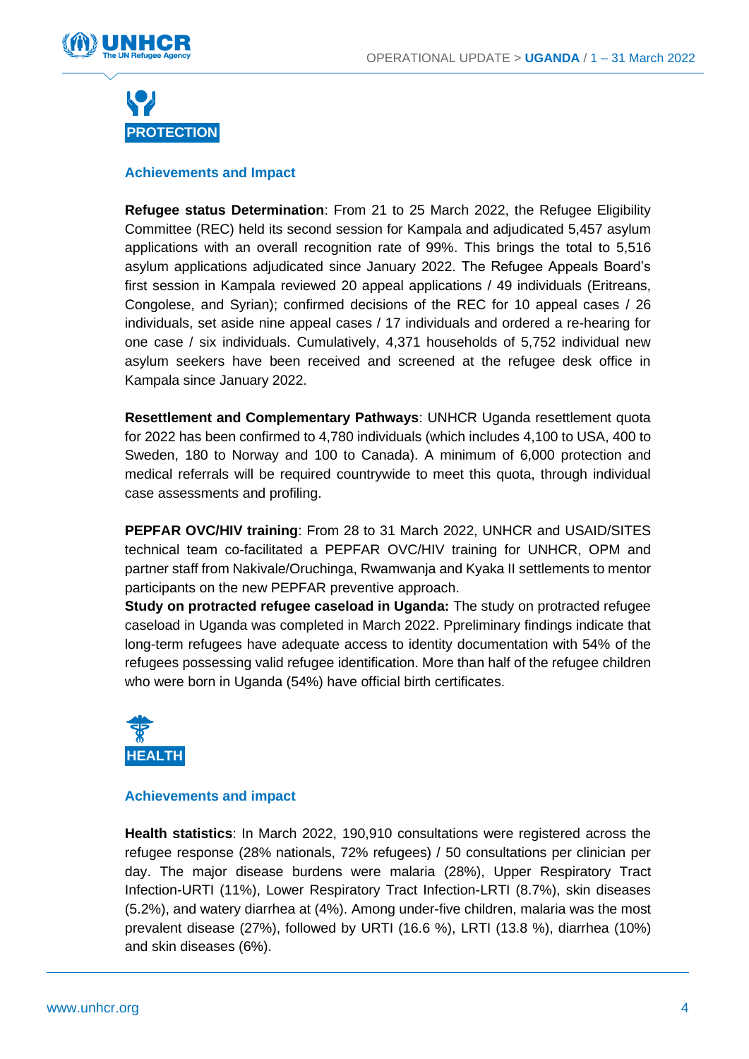## PROTECTION

### Achievements and Impact

**Refugee status Determination**: From 21 to 25 March 2022, the Refugee Eligibility Committee (REC) held its second session for Kampala and adjudicated 5,457 asylum applications with an overall recognition rate of 99%. This brings the total to 5,516 asylum applications adjudicated since January 2022. The Refugee Appeals Board's first session in Kampala reviewed 20 appeal applications / 49 individuals (Eritreans, Congolese, and Syrian); confirmed decisions of the REC for 10 appeal cases / 26 individuals, set aside nine appeal cases / 17 individuals and ordered a re-hearing for one case / six individuals. Cumulatively, 4,371 households of 5,752 individual new asylum seekers have been received and screened at the refugee desk office in Kampala since January 2022.

**Resettlement and Complementary Pathways**: UNHCR Uganda resettlement quota for 2022 has been confirmed to 4,780 individuals (which includes 4,100 to USA, 400 to Sweden, 180 to Norway and 100 to Canada). A minimum of 6,000 protection and medical referrals will be required countrywide to meet this quota, through individual case assessments and profiling.

**PEPFAR OVC/HIV training**: From 28 to 31 March 2022, UNHCR and USAID/SITES technical team co-facilitated a PEPFAR OVC/HIV training for UNHCR, OPM and partner staff from Nakivale/Oruchinga, Rwamwanja and Kyaka II settlements to mentor participants on the new PEPFAR preventive approach.

**Study on protracted refugee caseload in Uganda:** The study on protracted refugee caseload in Uganda was completed in March 2022. Ppreliminary findings indicate that long-term refugees have adequate access to identity documentation with 54% of the refugees possessing valid refugee identification. More than half of the refugee children who were born in Uganda (54%) have official birth certificates.

## HEALTH

### Achievements and impact

**Health statistics**: In March 2022, 190,910 consultations were registered across the refugee response (28% nationals, 72% refugees) / 50 consultations per clinician per day. The major disease burdens were malaria (28%), Upper Respiratory Tract Infection-URTI (11%), Lower Respiratory Tract Infection-LRTI (8.7%), skin diseases (5.2%), and watery diarrhea at (4%). Among under-five children, malaria was the most prevalent disease (27%), followed by URTI (16.6 %), LRTI (13.8 %), diarrhea (10%) and skin diseases (6%).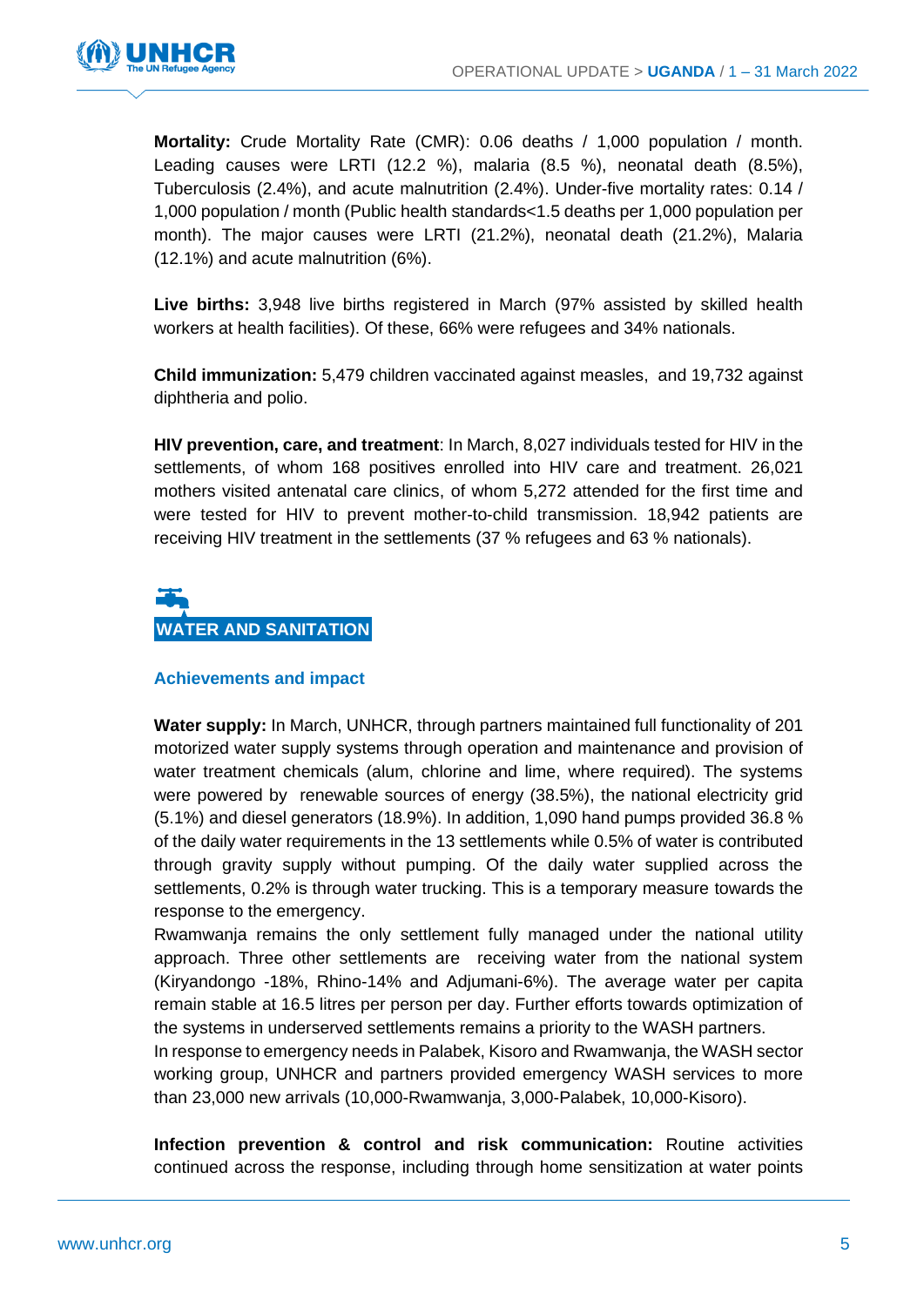**Mortality:** Crude Mortality Rate (CMR): 0.06 deaths / 1,000 population / month. Leading causes were LRTI (12.2 %), malaria (8.5 %), neonatal death (8.5%), Tuberculosis (2.4%), and acute malnutrition (2.4%). Under-five mortality rates: 0.14 / 1,000 population / month (Public health standards<1.5 deaths per 1,000 population per month). The major causes were LRTI (21.2%), neonatal death (21.2%), Malaria (12.1%) and acute malnutrition (6%).

**Live births:** 3,948 live births registered in March (97% assisted by skilled health workers at health facilities). Of these, 66% were refugees and 34% nationals.

**Child immunization:** 5,479 children vaccinated against measles, and 19,732 against diphtheria and polio.

**HIV prevention, care, and treatment**: In March, 8,027 individuals tested for HIV in the settlements, of whom 168 positives enrolled into HIV care and treatment. 26,021 mothers visited antenatal care clinics, of whom 5,272 attended for the first time and were tested for HIV to prevent mother-to-child transmission. 18,942 patients are receiving HIV treatment in the settlements (37 % refugees and 63 % nationals).

## WATER AND SANITATION

### Achievements and impact

**Water supply:** In March, UNHCR, through partners maintained full functionality of 201 motorized water supply systems through operation and maintenance and provision of water treatment chemicals (alum, chlorine and lime, where required). The systems were powered by renewable sources of energy (38.5%), the national electricity grid (5.1%) and diesel generators (18.9%). In addition, 1,090 hand pumps provided 36.8 % of the daily water requirements in the 13 settlements while 0.5% of water is contributed through gravity supply without pumping. Of the daily water supplied across the settlements, 0.2% is through water trucking. This is a temporary measure towards the response to the emergency.

Rwamwanja remains the only settlement fully managed under the national utility approach. Three other settlements are receiving water from the national system (Kiryandongo -18%, Rhino-14% and Adjumani-6%). The average water per capita remain stable at 16.5 litres per person per day. Further efforts towards optimization of the systems in underserved settlements remains a priority to the WASH partners.

In response to emergency needs in Palabek, Kisoro and Rwamwanja, the WASH sector working group, UNHCR and partners provided emergency WASH services to more than 23,000 new arrivals (10,000-Rwamwanja, 3,000-Palabek, 10,000-Kisoro).

**Infection prevention & control and risk communication:** Routine activities continued across the response, including through home sensitization at water points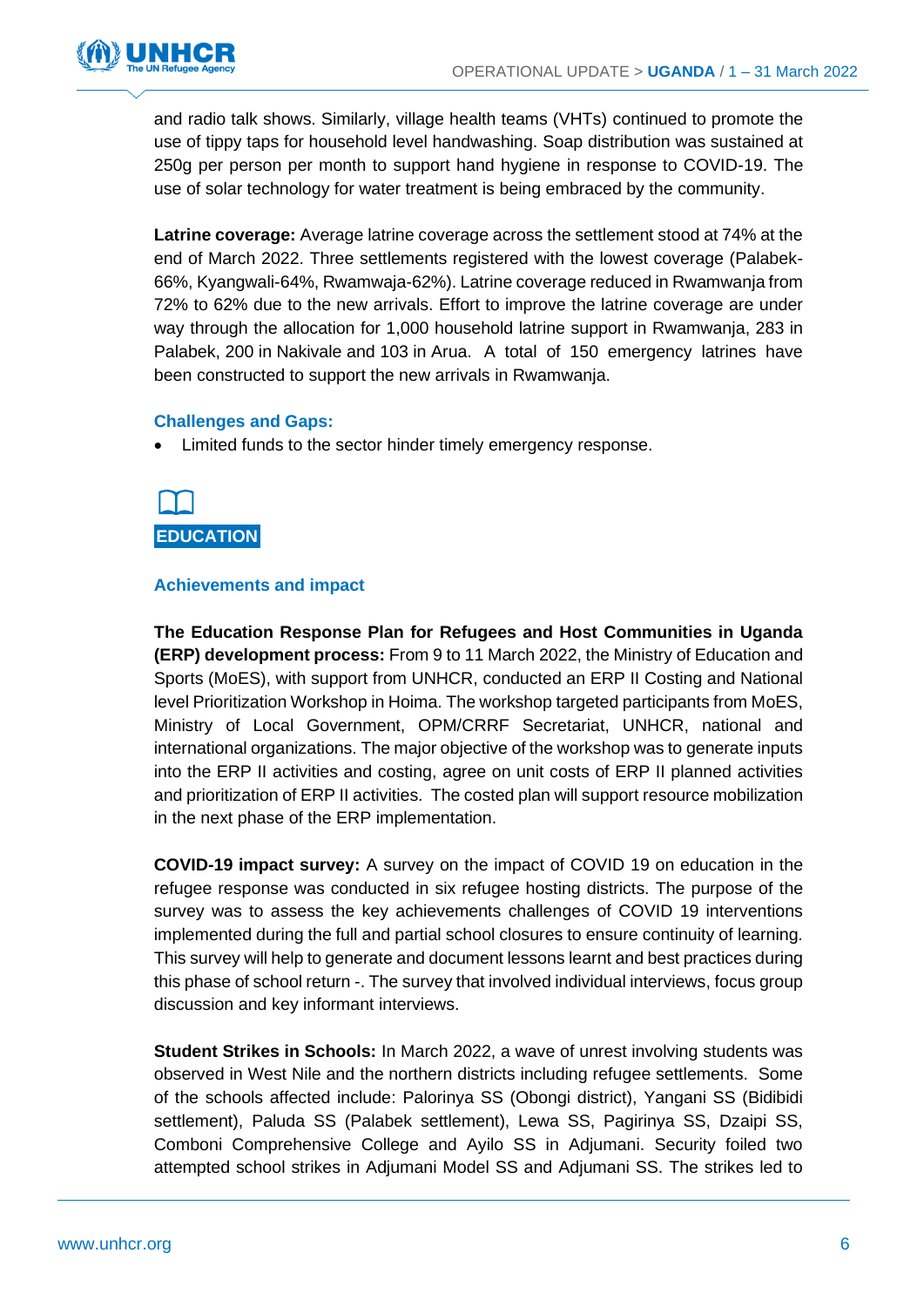and radio talk shows. Similarly, village health teams (VHTs) continued to promote the use of tippy taps for household level handwashing. Soap distribution was sustained at 250g per person per month to support hand hygiene in response to COVID-19. The use of solar technology for water treatment is being embraced by the community.

**Latrine coverage:** Average latrine coverage across the settlement stood at 74% at the end of March 2022. Three settlements registered with the lowest coverage (Palabek-66%, Kyangwali-64%, Rwamwaja-62%). Latrine coverage reduced in Rwamwanja from 72% to 62% due to the new arrivals. Effort to improve the latrine coverage are under way through the allocation for 1,000 household latrine support in Rwamwanja, 283 in Palabek, 200 in Nakivale and 103 in Arua. A total of 150 emergency latrines have been constructed to support the new arrivals in Rwamwanja.

### Challenges and Gaps:

- Limited funds to the sector hinder timely emergency response.

## EDUCATION

### Achievements and impact

**The Education Response Plan for Refugees and Host Communities in Uganda (ERP) development process:** From 9 to 11 March 2022, the Ministry of Education and Sports (MoES), with support from UNHCR, conducted an ERP II Costing and National level Prioritization Workshop in Hoima. The workshop targeted participants from MoES, Ministry of Local Government, OPM/CRRF Secretariat, UNHCR, national and international organizations. The major objective of the workshop was to generate inputs into the ERP II activities and costing, agree on unit costs of ERP II planned activities and prioritization of ERP II activities. The costed plan will support resource mobilization in the next phase of the ERP implementation.

**COVID-19 impact survey:** A survey on the impact of COVID 19 on education in the refugee response was conducted in six refugee hosting districts. The purpose of the survey was to assess the key achievements challenges of COVID 19 interventions implemented during the full and partial school closures to ensure continuity of learning. This survey will help to generate and document lessons learnt and best practices during this phase of school return -. The survey that involved individual interviews, focus group discussion and key informant interviews.

**Student Strikes in Schools:** In March 2022, a wave of unrest involving students was observed in West Nile and the northern districts including refugee settlements. Some of the schools affected include: Palorinya SS (Obongi district), Yangani SS (Bidibidi settlement), Paluda SS (Palabek settlement), Lewa SS, Pagirinya SS, Dzaipi SS, Comboni Comprehensive College and Ayilo SS in Adjumani. Security foiled two attempted school strikes in Adjumani Model SS and Adjumani SS. The strikes led to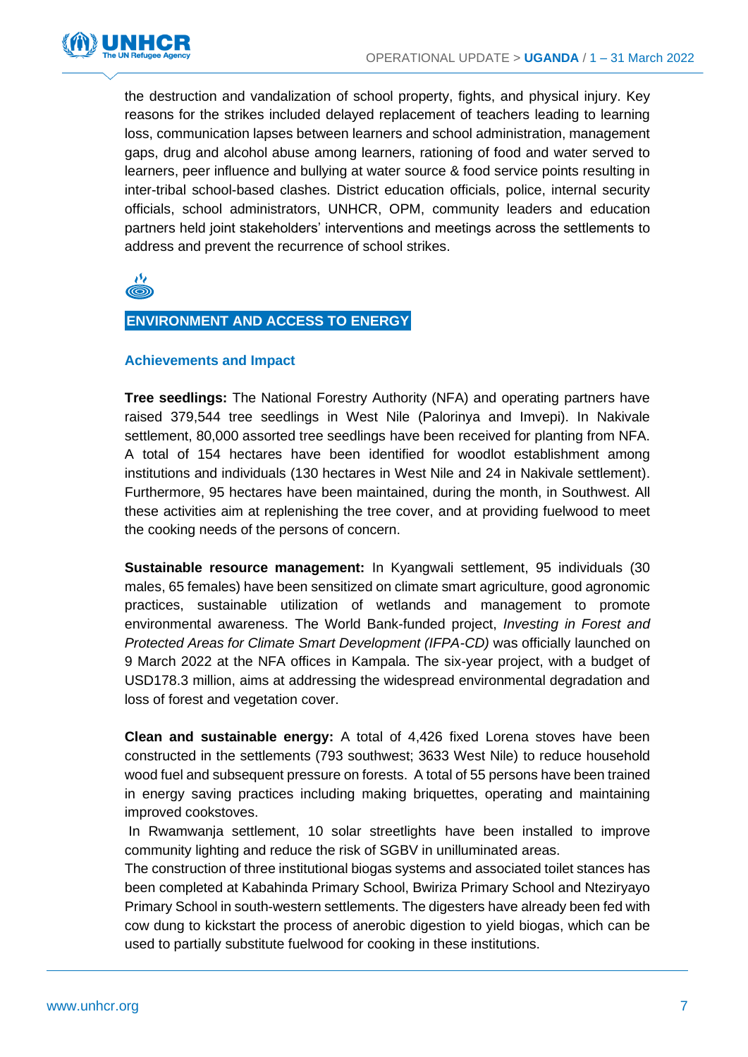the destruction and vandalization of school property, fights, and physical injury. Key reasons for the strikes included delayed replacement of teachers leading to learning loss, communication lapses between learners and school administration, management gaps, drug and alcohol abuse among learners, rationing of food and water served to learners, peer influence and bullying at water source & food service points resulting in inter-tribal school-based clashes. District education officials, police, internal security officials, school administrators, UNHCR, OPM, community leaders and education partners held joint stakeholders' interventions and meetings across the settlements to address and prevent the recurrence of school strikes.

## ENVIRONMENT AND ACCESS TO ENERGY

### Achievements and Impact

**Tree seedlings:** The National Forestry Authority (NFA) and operating partners have raised 379,544 tree seedlings in West Nile (Palorinya and Imvepi). In Nakivale settlement, 80,000 assorted tree seedlings have been received for planting from NFA. A total of 154 hectares have been identified for woodlot establishment among institutions and individuals (130 hectares in West Nile and 24 in Nakivale settlement). Furthermore, 95 hectares have been maintained, during the month, in Southwest. All these activities aim at replenishing the tree cover, and at providing fuelwood to meet the cooking needs of the persons of concern.

**Sustainable resource management:** In Kyangwali settlement, 95 individuals (30 males, 65 females) have been sensitized on climate smart agriculture, good agronomic practices, sustainable utilization of wetlands and management to promote environmental awareness. The World Bank-funded project, *Investing in Forest and Protected Areas for Climate Smart Development (IFPA-CD)* was officially launched on 9 March 2022 at the NFA offices in Kampala. The six-year project, with a budget of USD178.3 million, aims at addressing the widespread environmental degradation and loss of forest and vegetation cover.

**Clean and sustainable energy:** A total of 4,426 fixed Lorena stoves have been constructed in the settlements (793 southwest; 3633 West Nile) to reduce household wood fuel and subsequent pressure on forests. A total of 55 persons have been trained in energy saving practices including making briquettes, operating and maintaining improved cookstoves.

In Rwamwanja settlement, 10 solar streetlights have been installed to improve community lighting and reduce the risk of SGBV in unilluminated areas.

The construction of three institutional biogas systems and associated toilet stances has been completed at Kabahinda Primary School, Bwiriza Primary School and Nteziryayo Primary School in south-western settlements. The digesters have already been fed with cow dung to kickstart the process of anerobic digestion to yield biogas, which can be used to partially substitute fuelwood for cooking in these institutions.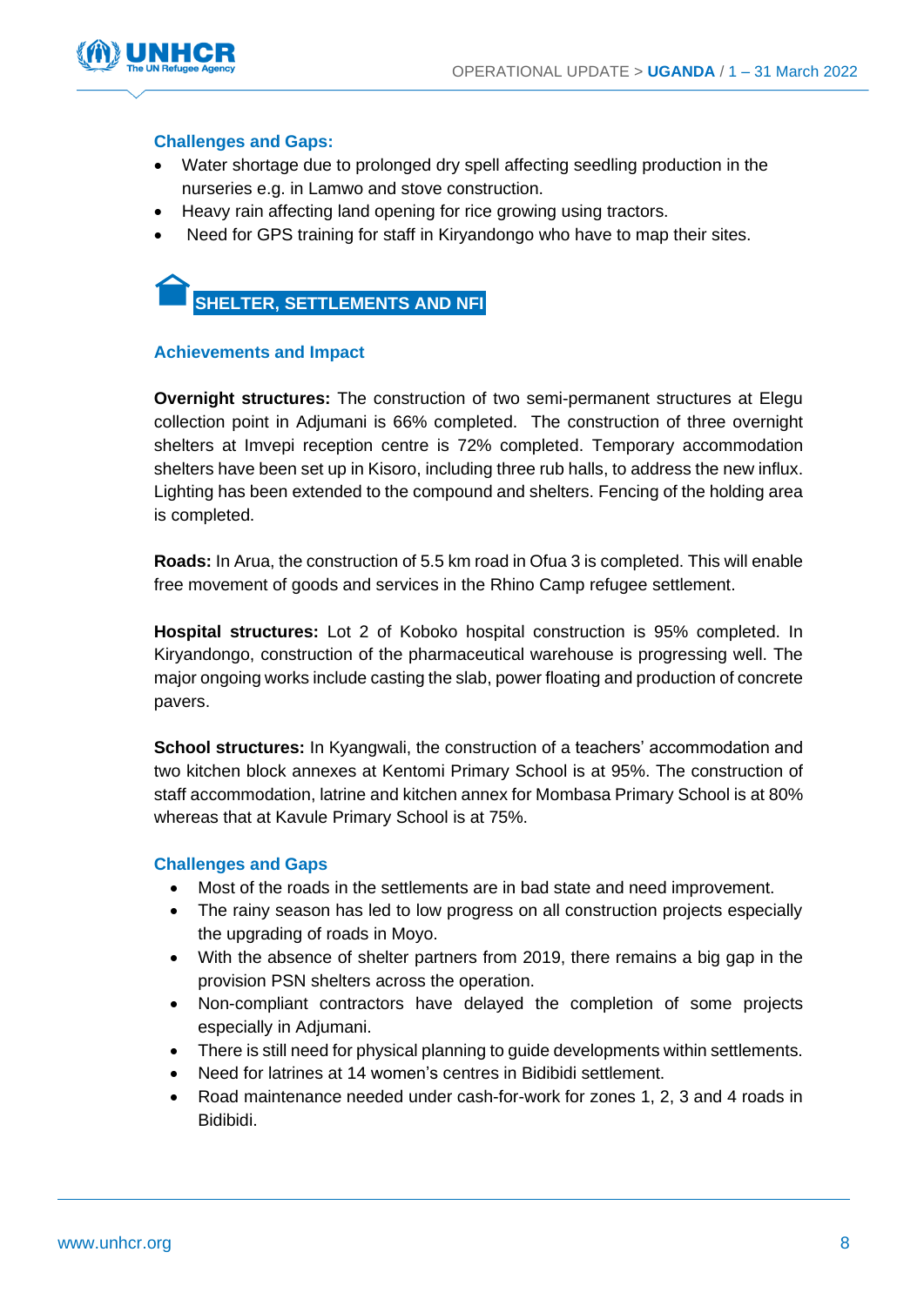### Challenges and Gaps:

- Water shortage due to prolonged dry spell affecting seedling production in the nurseries e.g. in Lamwo and stove construction.
- Heavy rain affecting land opening for rice growing using tractors.
- Need for GPS training for staff in Kiryandongo who have to map their sites.

## SHELTER, SETTLEMENTS AND NFI

### Achievements and Impact

**Overnight structures:** The construction of two semi-permanent structures at Elegu collection point in Adjumani is 66% completed. The construction of three overnight shelters at Imvepi reception centre is 72% completed. Temporary accommodation shelters have been set up in Kisoro, including three rub halls, to address the new influx. Lighting has been extended to the compound and shelters. Fencing of the holding area is completed.

**Roads:** In Arua, the construction of 5.5 km road in Ofua 3 is completed. This will enable free movement of goods and services in the Rhino Camp refugee settlement.

**Hospital structures:** Lot 2 of Koboko hospital construction is 95% completed. In Kiryandongo, construction of the pharmaceutical warehouse is progressing well. The major ongoing works include casting the slab, power floating and production of concrete pavers.

**School structures:** In Kyangwali, the construction of a teachers' accommodation and two kitchen block annexes at Kentomi Primary School is at 95%. The construction of staff accommodation, latrine and kitchen annex for Mombasa Primary School is at 80% whereas that at Kavule Primary School is at 75%.

### Challenges and Gaps

- Most of the roads in the settlements are in bad state and need improvement.
- The rainy season has led to low progress on all construction projects especially the upgrading of roads in Moyo.
- With the absence of shelter partners from 2019, there remains a big gap in the provision PSN shelters across the operation.
- Non-compliant contractors have delayed the completion of some projects especially in Adjumani.
- There is still need for physical planning to guide developments within settlements.
- Need for latrines at 14 women's centres in Bidibidi settlement.
- Road maintenance needed under cash-for-work for zones 1, 2, 3 and 4 roads in Bidibidi.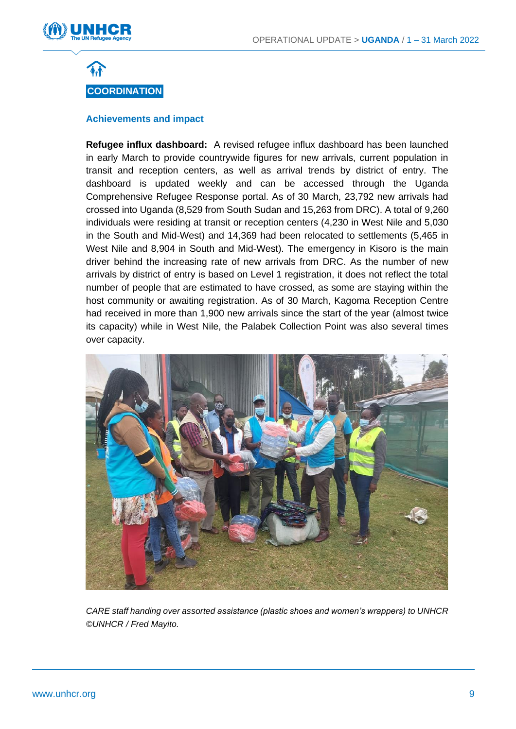## COORDINATION

### Achievements and impact

**Refugee influx dashboard:** A revised refugee influx dashboard has been launched in early March to provide countrywide figures for new arrivals, current population in transit and reception centers, as well as arrival trends by district of entry. The dashboard is updated weekly and can be accessed through the Uganda Comprehensive Refugee Response portal. As of 30 March, 23,792 new arrivals had crossed into Uganda (8,529 from South Sudan and 15,263 from DRC). A total of 9,260 individuals were residing at transit or reception centers (4,230 in West Nile and 5,030 in the South and Mid-West) and 14,369 had been relocated to settlements (5,465 in West Nile and 8,904 in South and Mid-West). The emergency in Kisoro is the main driver behind the increasing rate of new arrivals from DRC. As the number of new arrivals by district of entry is based on Level 1 registration, it does not reflect the total number of people that are estimated to have crossed, as some are staying within the host community or awaiting registration. As of 30 March, Kagoma Reception Centre had received in more than 1,900 new arrivals since the start of the year (almost twice its capacity) while in West Nile, the Palabek Collection Point was also several times over capacity.

*CARE staff handing over assorted assistance (plastic shoes and women's wrappers) to UNHCR ©UNHCR / Fred Mayito.*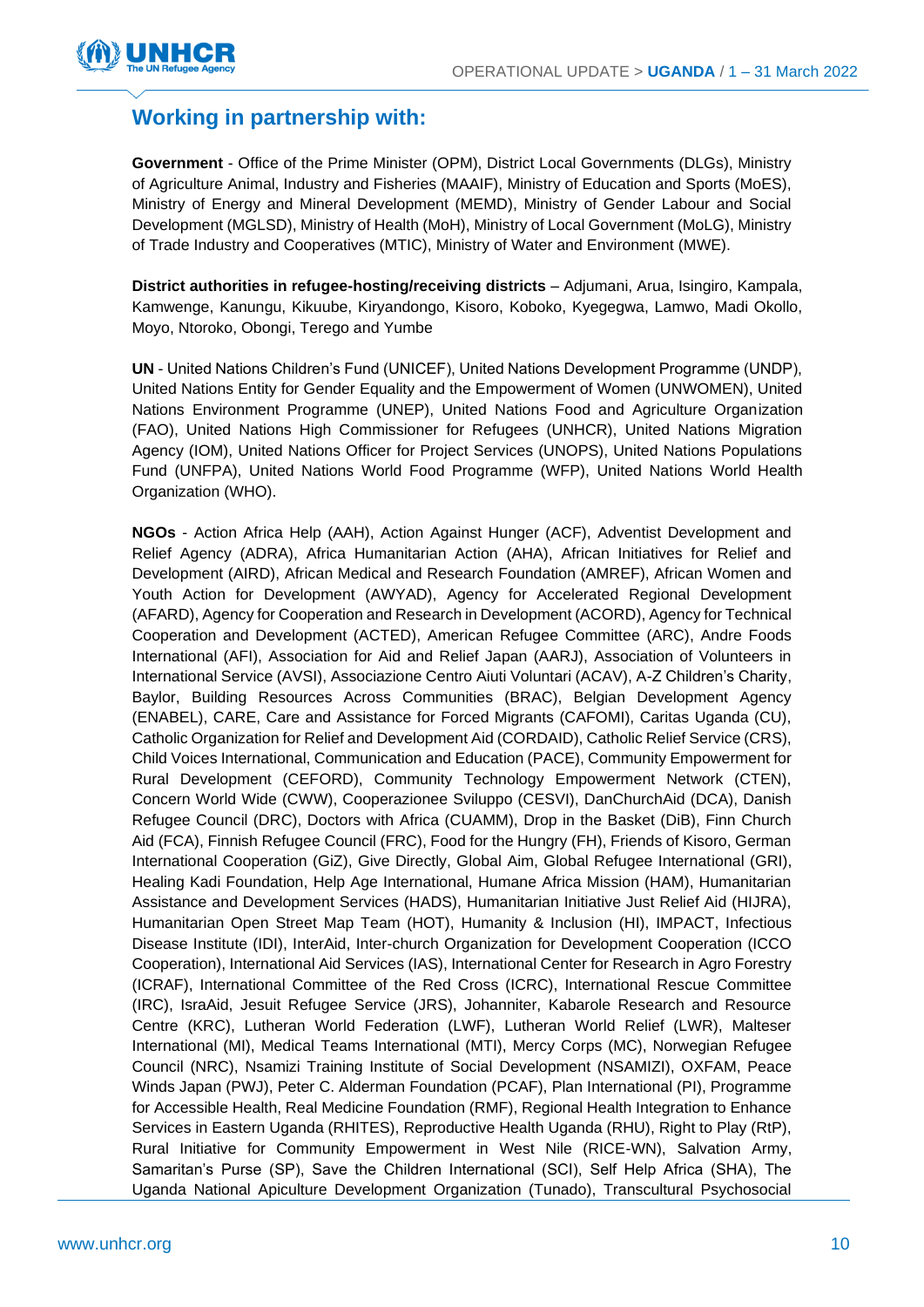## Working in partnership with:

**Government** - Office of the Prime Minister (OPM), District Local Governments (DLGs), Ministry of Agriculture Animal, Industry and Fisheries (MAAIF), Ministry of Education and Sports (MoES), Ministry of Energy and Mineral Development (MEMD), Ministry of Gender Labour and Social Development (MGLSD), Ministry of Health (MoH), Ministry of Local Government (MoLG), Ministry of Trade Industry and Cooperatives (MTIC), Ministry of Water and Environment (MWE).

**District authorities in refugee-hosting/receiving districts** – Adjumani, Arua, Isingiro, Kampala, Kamwenge, Kanungu, Kikuube, Kiryandongo, Kisoro, Koboko, Kyegegwa, Lamwo, Madi Okollo, Moyo, Ntoroko, Obongi, Terego and Yumbe

**UN** - United Nations Children's Fund (UNICEF), United Nations Development Programme (UNDP), United Nations Entity for Gender Equality and the Empowerment of Women (UNWOMEN), United Nations Environment Programme (UNEP), United Nations Food and Agriculture Organization (FAO), United Nations High Commissioner for Refugees (UNHCR), United Nations Migration Agency (IOM), United Nations Officer for Project Services (UNOPS), United Nations Populations Fund (UNFPA), United Nations World Food Programme (WFP), United Nations World Health Organization (WHO).

**NGOs** - Action Africa Help (AAH), Action Against Hunger (ACF), Adventist Development and Relief Agency (ADRA), Africa Humanitarian Action (AHA), African Initiatives for Relief and Development (AIRD), African Medical and Research Foundation (AMREF), African Women and Youth Action for Development (AWYAD), Agency for Accelerated Regional Development (AFARD), Agency for Cooperation and Research in Development (ACORD), Agency for Technical Cooperation and Development (ACTED), American Refugee Committee (ARC), Andre Foods International (AFI), Association for Aid and Relief Japan (AARJ), Association of Volunteers in International Service (AVSI), Associazione Centro Aiuti Voluntari (ACAV), A-Z Children's Charity, Baylor, Building Resources Across Communities (BRAC), Belgian Development Agency (ENABEL), CARE, Care and Assistance for Forced Migrants (CAFOMI), Caritas Uganda (CU), Catholic Organization for Relief and Development Aid (CORDAID), Catholic Relief Service (CRS), Child Voices International, Communication and Education (PACE), Community Empowerment for Rural Development (CEFORD), Community Technology Empowerment Network (CTEN), Concern World Wide (CWW), Cooperazionee Sviluppo (CESVI), DanChurchAid (DCA), Danish Refugee Council (DRC), Doctors with Africa (CUAMM), Drop in the Basket (DiB), Finn Church Aid (FCA), Finnish Refugee Council (FRC), Food for the Hungry (FH), Friends of Kisoro, German International Cooperation (GiZ), Give Directly, Global Aim, Global Refugee International (GRI), Healing Kadi Foundation, Help Age International, Humane Africa Mission (HAM), Humanitarian Assistance and Development Services (HADS), Humanitarian Initiative Just Relief Aid (HIJRA), Humanitarian Open Street Map Team (HOT), Humanity & Inclusion (HI), IMPACT, Infectious Disease Institute (IDI), InterAid, Inter-church Organization for Development Cooperation (ICCO Cooperation), International Aid Services (IAS), International Center for Research in Agro Forestry (ICRAF), International Committee of the Red Cross (ICRC), International Rescue Committee (IRC), IsraAid, Jesuit Refugee Service (JRS), Johanniter, Kabarole Research and Resource Centre (KRC), Lutheran World Federation (LWF), Lutheran World Relief (LWR), Malteser International (MI), Medical Teams International (MTI), Mercy Corps (MC), Norwegian Refugee Council (NRC), Nsamizi Training Institute of Social Development (NSAMIZI), OXFAM, Peace Winds Japan (PWJ), Peter C. Alderman Foundation (PCAF), Plan International (PI), Programme for Accessible Health, Real Medicine Foundation (RMF), Regional Health Integration to Enhance Services in Eastern Uganda (RHITES), Reproductive Health Uganda (RHU), Right to Play (RtP), Rural Initiative for Community Empowerment in West Nile (RICE-WN), Salvation Army, Samaritan's Purse (SP), Save the Children International (SCI), Self Help Africa (SHA), The Uganda National Apiculture Development Organization (Tunado), Transcultural Psychosocial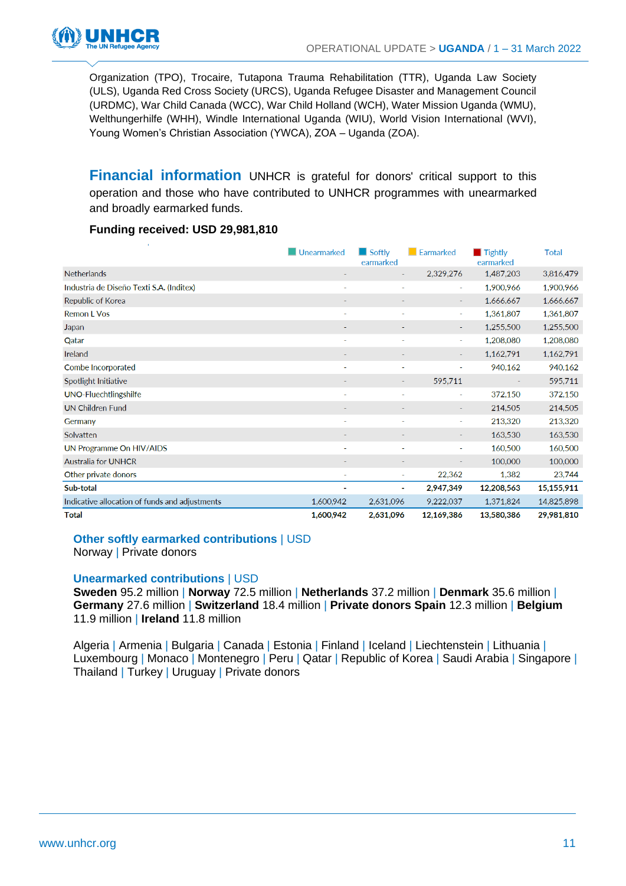Organization (TPO), Trocaire, Tutapona Trauma Rehabilitation (TTR), Uganda Law Society (ULS), Uganda Red Cross Society (URCS), Uganda Refugee Disaster and Management Council (URDMC), War Child Canada (WCC), War Child Holland (WCH), Water Mission Uganda (WMU), Welthungerhilfe (WHH), Windle International Uganda (WIU), World Vision International (WVI), Young Women's Christian Association (YWCA), ZOA – Uganda (ZOA).

## Financial information

UNHCR is grateful for donors' critical support to this operation and those who have contributed to UNHCR programmes with unearmarked and broadly earmarked funds.

**Funding received: USD 29,981,810**

| | Unearmarked | Softly earmarked | Earmarked | Tightly earmarked | Total |
|---|---|---|---|---|---|
| Netherlands | - | - | 2,329,276 | 1,487,203 | 3,816,479 |
| Industria de Diseño Texti S.A. (Inditex) | - | - | - | 1,900,966 | 1,900,966 |
| Republic of Korea | - | - | - | 1,666,667 | 1,666,667 |
| Remon L Vos | - | - | - | 1,361,807 | 1,361,807 |
| Japan | - | - | - | 1,255,500 | 1,255,500 |
| Qatar | - | - | - | 1,208,080 | 1,208,080 |
| Ireland | - | - | - | 1,162,791 | 1,162,791 |
| Combe Incorporated | - | - | - | 940,162 | 940,162 |
| Spotlight Initiative | - | - | 595,711 | - | 595,711 |
| UNO-Fluechtlingshilfe | - | - | - | 372,150 | 372,150 |
| UN Children Fund | - | - | - | 214,505 | 214,505 |
| Germany | - | - | - | 213,320 | 213,320 |
| Solvatten | - | - | - | 163,530 | 163,530 |
| UN Programme On HIV/AIDS | - | - | - | 160,500 | 160,500 |
| Australia for UNHCR | - | - | - | 100,000 | 100,000 |
| Other private donors | - | - | 22,362 | 1,382 | 23,744 |
| **Sub-total** | **-** | **-** | **2,947,349** | **12,208,563** | **15,155,911** |
| Indicative allocation of funds and adjustments | 1,600,942 | 2,631,096 | 9,222,037 | 1,371,824 | 14,825,898 |
| **Total** | **1,600,942** | **2,631,096** | **12,169,386** | **13,580,386** | **29,981,810** |

### Other softly earmarked contributions | USD

Norway | Private donors

### Unearmarked contributions | USD

**Sweden** 95.2 million | **Norway** 72.5 million | **Netherlands** 37.2 million | **Denmark** 35.6 million | **Germany** 27.6 million | **Switzerland** 18.4 million | **Private donors Spain** 12.3 million | **Belgium** 11.9 million | **Ireland** 11.8 million

Algeria | Armenia | Bulgaria | Canada | Estonia | Finland | Iceland | Liechtenstein | Lithuania | Luxembourg | Monaco | Montenegro | Peru | Qatar | Republic of Korea | Saudi Arabia | Singapore | Thailand | Turkey | Uruguay | Private donors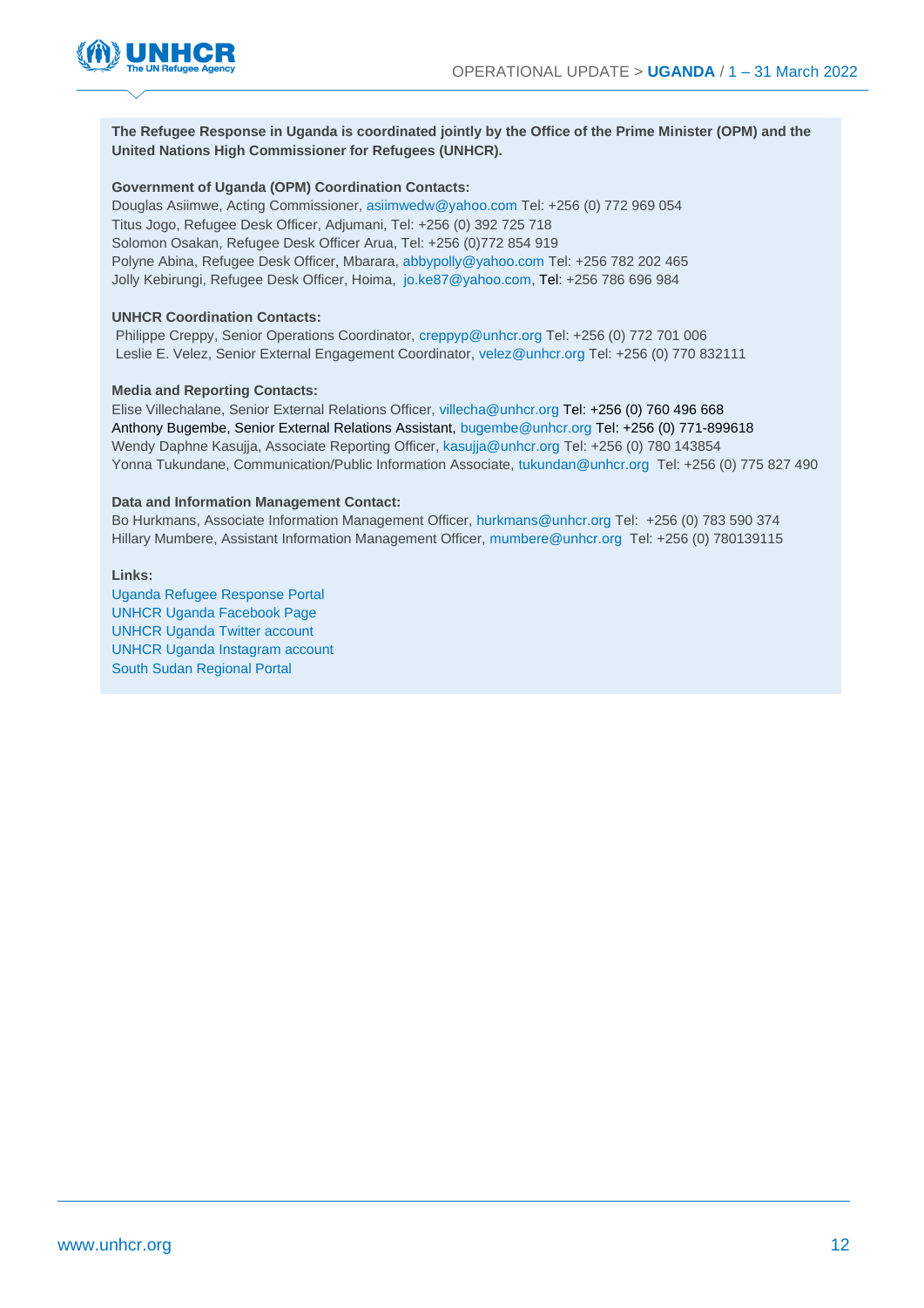**The Refugee Response in Uganda is coordinated jointly by the Office of the Prime Minister (OPM) and the United Nations High Commissioner for Refugees (UNHCR).**

**Government of Uganda (OPM) Coordination Contacts:**
Douglas Asiimwe, Acting Commissioner, asiimwedw@yahoo.com Tel: +256 (0) 772 969 054
Titus Jogo, Refugee Desk Officer, Adjumani, Tel: +256 (0) 392 725 718
Solomon Osakan, Refugee Desk Officer Arua, Tel: +256 (0)772 854 919
Polyne Abina, Refugee Desk Officer, Mbarara, abbypolly@yahoo.com Tel: +256 782 202 465
Jolly Kebirungi, Refugee Desk Officer, Hoima, jo.ke87@yahoo.com, Tel: +256 786 696 984

**UNHCR Coordination Contacts:**
Philippe Creppy, Senior Operations Coordinator, creppyp@unhcr.org Tel: +256 (0) 772 701 006
Leslie E. Velez, Senior External Engagement Coordinator, velez@unhcr.org Tel: +256 (0) 770 832111

**Media and Reporting Contacts:**
Elise Villechalane, Senior External Relations Officer, villecha@unhcr.org Tel: +256 (0) 760 496 668
Anthony Bugembe, Senior External Relations Assistant, bugembe@unhcr.org Tel: +256 (0) 771-899618
Wendy Daphne Kasujja, Associate Reporting Officer, kasujja@unhcr.org Tel: +256 (0) 780 143854
Yonna Tukundane, Communication/Public Information Associate, tukundan@unhcr.org Tel: +256 (0) 775 827 490

**Data and Information Management Contact:**
Bo Hurkmans, Associate Information Management Officer, hurkmans@unhcr.org Tel: +256 (0) 783 590 374
Hillary Mumbere, Assistant Information Management Officer, mumbere@unhcr.org Tel: +256 (0) 780139115

**Links:**
Uganda Refugee Response Portal
UNHCR Uganda Facebook Page
UNHCR Uganda Twitter account
UNHCR Uganda Instagram account
South Sudan Regional Portal